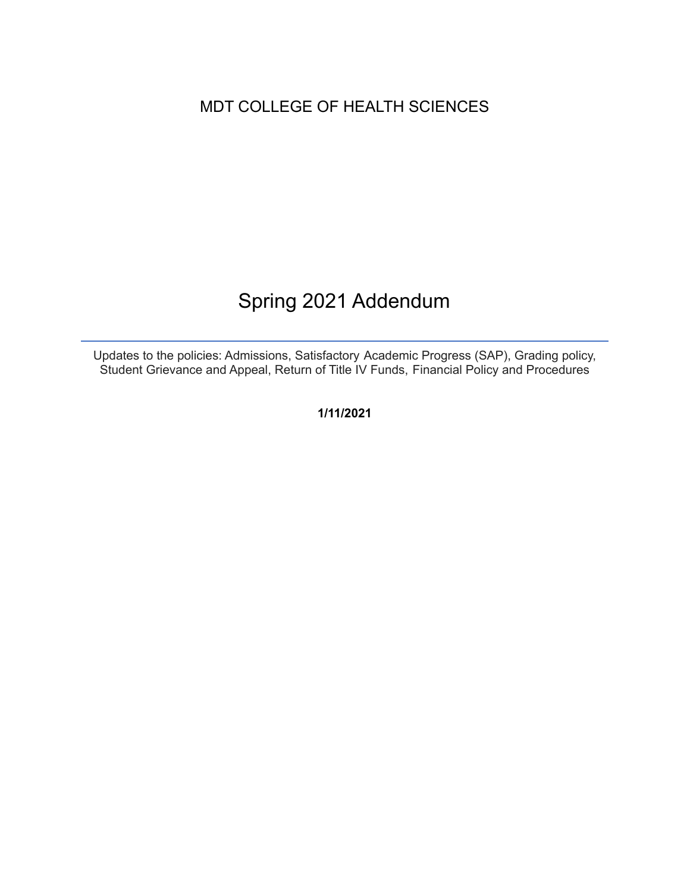MDT COLLEGE OF HEALTH SCIENCES

# Spring 2021 Addendum

---

Updates to the policies: Admissions, Satisfactory Academic Progress (SAP), Grading policy, Student Grievance and Appeal, Return of Title IV Funds, Financial Policy and Procedures

**1/11/2021**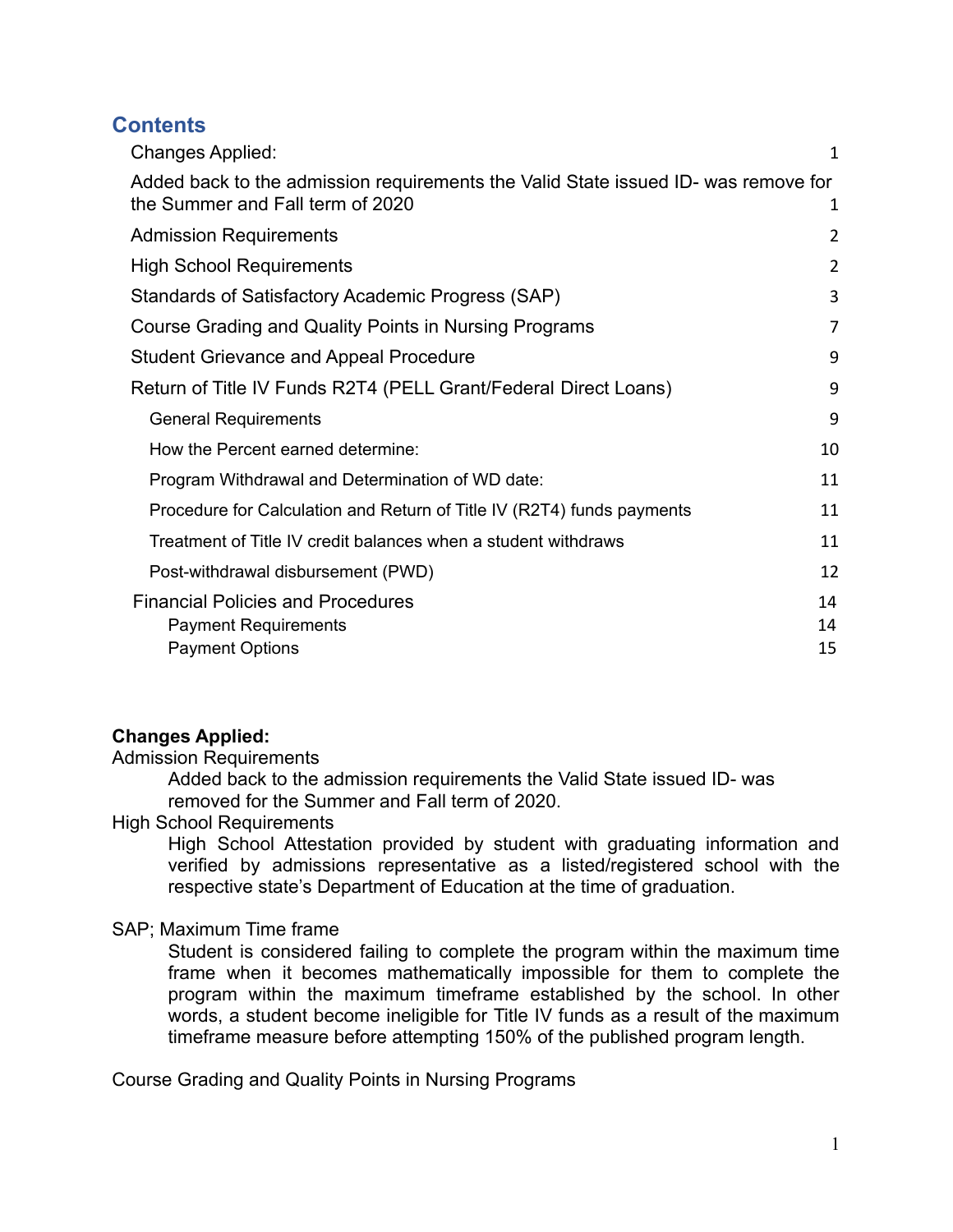## Contents

| | |
|---|---|
| Changes Applied: | 1 |
| Added back to the admission requirements the Valid State issued ID- was remove for the Summer and Fall term of 2020 | 1 |
| Admission Requirements | 2 |
| High School Requirements | 2 |
| Standards of Satisfactory Academic Progress (SAP) | 3 |
| Course Grading and Quality Points in Nursing Programs | 7 |
| Student Grievance and Appeal Procedure | 9 |
| Return of Title IV Funds R2T4 (PELL Grant/Federal Direct Loans) | 9 |
| General Requirements | 9 |
| How the Percent earned determine: | 10 |
| Program Withdrawal and Determination of WD date: | 11 |
| Procedure for Calculation and Return of Title IV (R2T4) funds payments | 11 |
| Treatment of Title IV credit balances when a student withdraws | 11 |
| Post-withdrawal disbursement (PWD) | 12 |
| Financial Policies and Procedures | 14 |
| Payment Requirements | 14 |
| Payment Options | 15 |

**Changes Applied:**

Admission Requirements

> Added back to the admission requirements the Valid State issued ID- was removed for the Summer and Fall term of 2020.

High School Requirements

> High School Attestation provided by student with graduating information and verified by admissions representative as a listed/registered school with the respective state's Department of Education at the time of graduation.

SAP; Maximum Time frame

> Student is considered failing to complete the program within the maximum time frame when it becomes mathematically impossible for them to complete the program within the maximum timeframe established by the school. In other words, a student become ineligible for Title IV funds as a result of the maximum timeframe measure before attempting 150% of the published program length.

Course Grading and Quality Points in Nursing Programs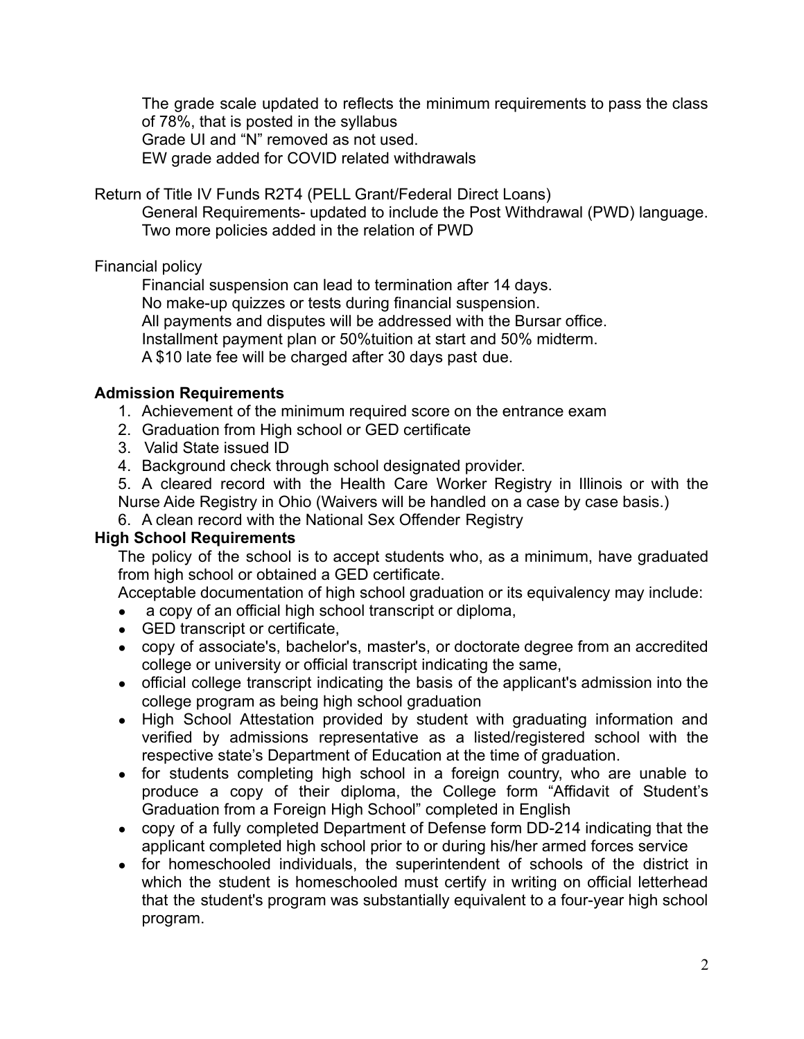The grade scale updated to reflects the minimum requirements to pass the class of 78%, that is posted in the syllabus
Grade UI and "N" removed as not used.
EW grade added for COVID related withdrawals

Return of Title IV Funds R2T4 (PELL Grant/Federal Direct Loans)
General Requirements- updated to include the Post Withdrawal (PWD) language. Two more policies added in the relation of PWD

Financial policy
Financial suspension can lead to termination after 14 days.
No make-up quizzes or tests during financial suspension.
All payments and disputes will be addressed with the Bursar office.
Installment payment plan or 50%tuition at start and 50% midterm.
A $10 late fee will be charged after 30 days past due.

**Admission Requirements**

1. Achievement of the minimum required score on the entrance exam
2. Graduation from High school or GED certificate
3. Valid State issued ID
4. Background check through school designated provider.
5. A cleared record with the Health Care Worker Registry in Illinois or with the Nurse Aide Registry in Ohio (Waivers will be handled on a case by case basis.)
6. A clean record with the National Sex Offender Registry

**High School Requirements**

The policy of the school is to accept students who, as a minimum, have graduated from high school or obtained a GED certificate.

Acceptable documentation of high school graduation or its equivalency may include:

- a copy of an official high school transcript or diploma,
- GED transcript or certificate,
- copy of associate's, bachelor's, master's, or doctorate degree from an accredited college or university or official transcript indicating the same,
- official college transcript indicating the basis of the applicant's admission into the college program as being high school graduation
- High School Attestation provided by student with graduating information and verified by admissions representative as a listed/registered school with the respective state's Department of Education at the time of graduation.
- for students completing high school in a foreign country, who are unable to produce a copy of their diploma, the College form "Affidavit of Student's Graduation from a Foreign High School" completed in English
- copy of a fully completed Department of Defense form DD-214 indicating that the applicant completed high school prior to or during his/her armed forces service
- for homeschooled individuals, the superintendent of schools of the district in which the student is homeschooled must certify in writing on official letterhead that the student's program was substantially equivalent to a four-year high school program.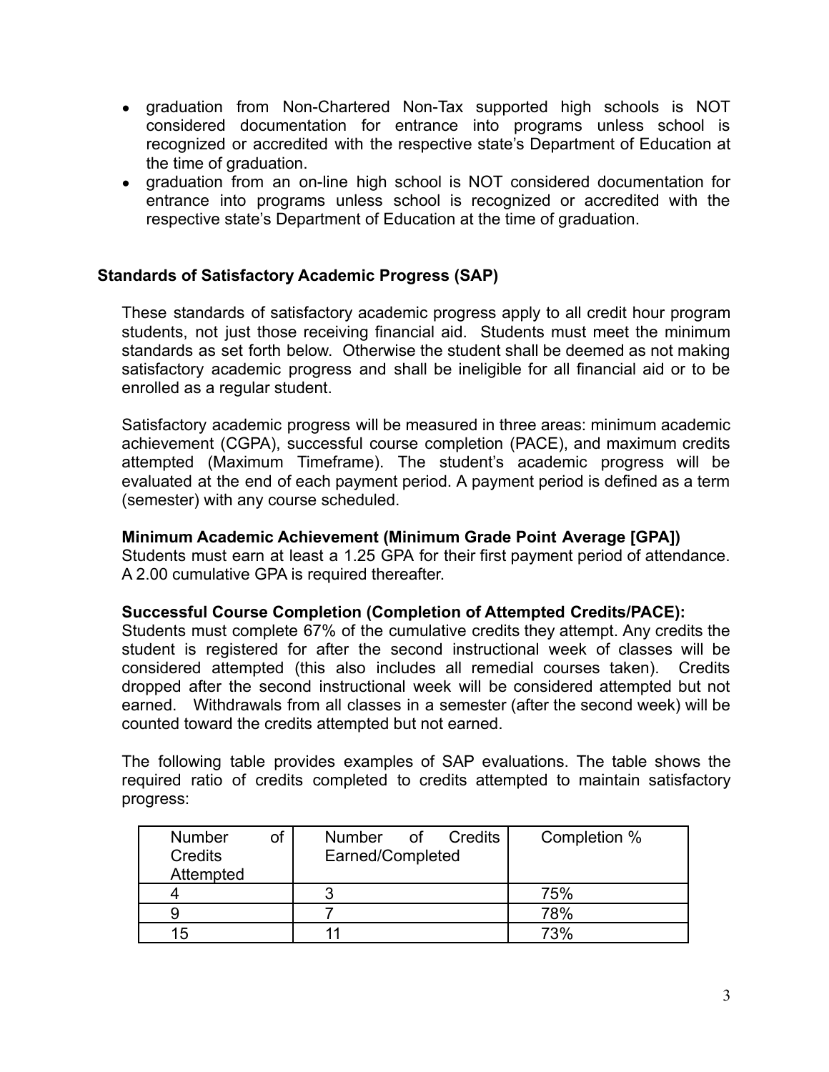- graduation from Non-Chartered Non-Tax supported high schools is NOT considered documentation for entrance into programs unless school is recognized or accredited with the respective state's Department of Education at the time of graduation.
- graduation from an on-line high school is NOT considered documentation for entrance into programs unless school is recognized or accredited with the respective state's Department of Education at the time of graduation.

## Standards of Satisfactory Academic Progress (SAP)

These standards of satisfactory academic progress apply to all credit hour program students, not just those receiving financial aid. Students must meet the minimum standards as set forth below. Otherwise the student shall be deemed as not making satisfactory academic progress and shall be ineligible for all financial aid or to be enrolled as a regular student.

Satisfactory academic progress will be measured in three areas: minimum academic achievement (CGPA), successful course completion (PACE), and maximum credits attempted (Maximum Timeframe). The student's academic progress will be evaluated at the end of each payment period. A payment period is defined as a term (semester) with any course scheduled.

**Minimum Academic Achievement (Minimum Grade Point Average [GPA])**
Students must earn at least a 1.25 GPA for their first payment period of attendance. A 2.00 cumulative GPA is required thereafter.

**Successful Course Completion (Completion of Attempted Credits/PACE):**
Students must complete 67% of the cumulative credits they attempt. Any credits the student is registered for after the second instructional week of classes will be considered attempted (this also includes all remedial courses taken). Credits dropped after the second instructional week will be considered attempted but not earned. Withdrawals from all classes in a semester (after the second week) will be counted toward the credits attempted but not earned.

The following table provides examples of SAP evaluations. The table shows the required ratio of credits completed to credits attempted to maintain satisfactory progress:

| Number of Credits Attempted | Number of Credits Earned/Completed | Completion % |
|---|---|---|
| 4 | 3 | 75% |
| 9 | 7 | 78% |
| 15 | 11 | 73% |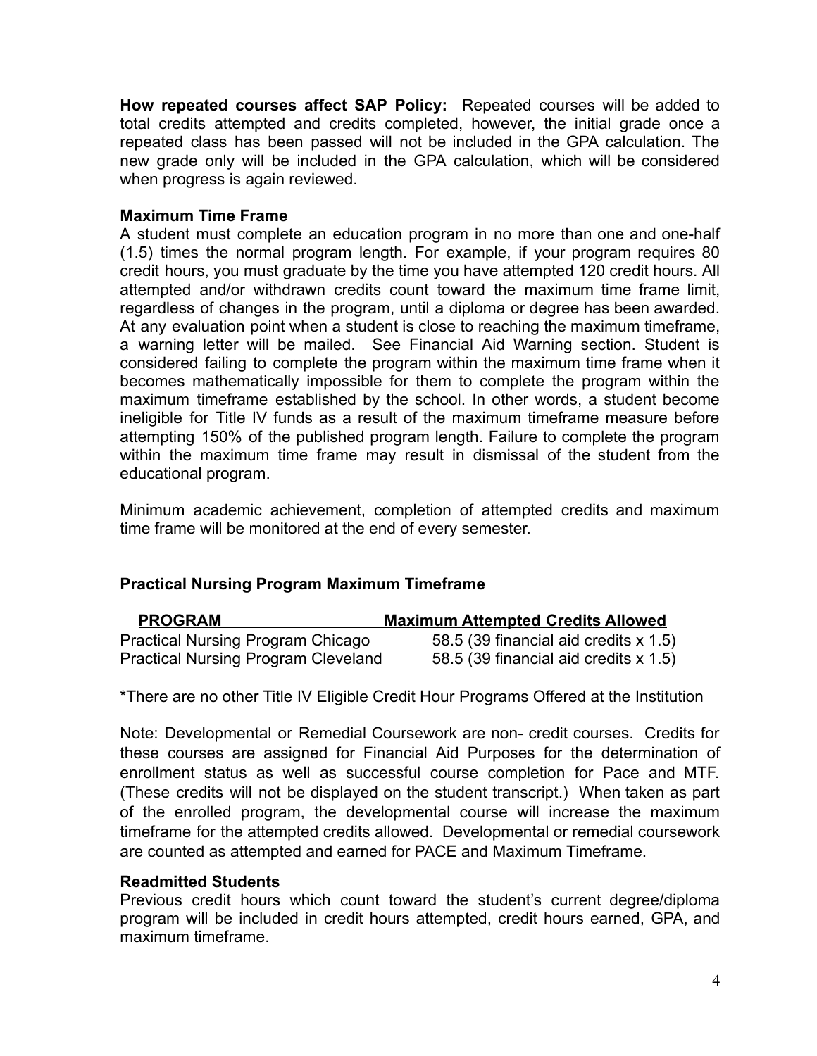**How repeated courses affect SAP Policy:** Repeated courses will be added to total credits attempted and credits completed, however, the initial grade once a repeated class has been passed will not be included in the GPA calculation. The new grade only will be included in the GPA calculation, which will be considered when progress is again reviewed.

**Maximum Time Frame**

A student must complete an education program in no more than one and one-half (1.5) times the normal program length. For example, if your program requires 80 credit hours, you must graduate by the time you have attempted 120 credit hours. All attempted and/or withdrawn credits count toward the maximum time frame limit, regardless of changes in the program, until a diploma or degree has been awarded. At any evaluation point when a student is close to reaching the maximum timeframe, a warning letter will be mailed. See Financial Aid Warning section. Student is considered failing to complete the program within the maximum time frame when it becomes mathematically impossible for them to complete the program within the maximum timeframe established by the school. In other words, a student become ineligible for Title IV funds as a result of the maximum timeframe measure before attempting 150% of the published program length. Failure to complete the program within the maximum time frame may result in dismissal of the student from the educational program.

Minimum academic achievement, completion of attempted credits and maximum time frame will be monitored at the end of every semester.

**Practical Nursing Program Maximum Timeframe**

| PROGRAM | Maximum Attempted Credits Allowed |
|---|---|
| Practical Nursing Program Chicago | 58.5 (39 financial aid credits x 1.5) |
| Practical Nursing Program Cleveland | 58.5 (39 financial aid credits x 1.5) |

*There are no other Title IV Eligible Credit Hour Programs Offered at the Institution

Note: Developmental or Remedial Coursework are non- credit courses. Credits for these courses are assigned for Financial Aid Purposes for the determination of enrollment status as well as successful course completion for Pace and MTF. (These credits will not be displayed on the student transcript.) When taken as part of the enrolled program, the developmental course will increase the maximum timeframe for the attempted credits allowed. Developmental or remedial coursework are counted as attempted and earned for PACE and Maximum Timeframe.

**Readmitted Students**

Previous credit hours which count toward the student's current degree/diploma program will be included in credit hours attempted, credit hours earned, GPA, and maximum timeframe.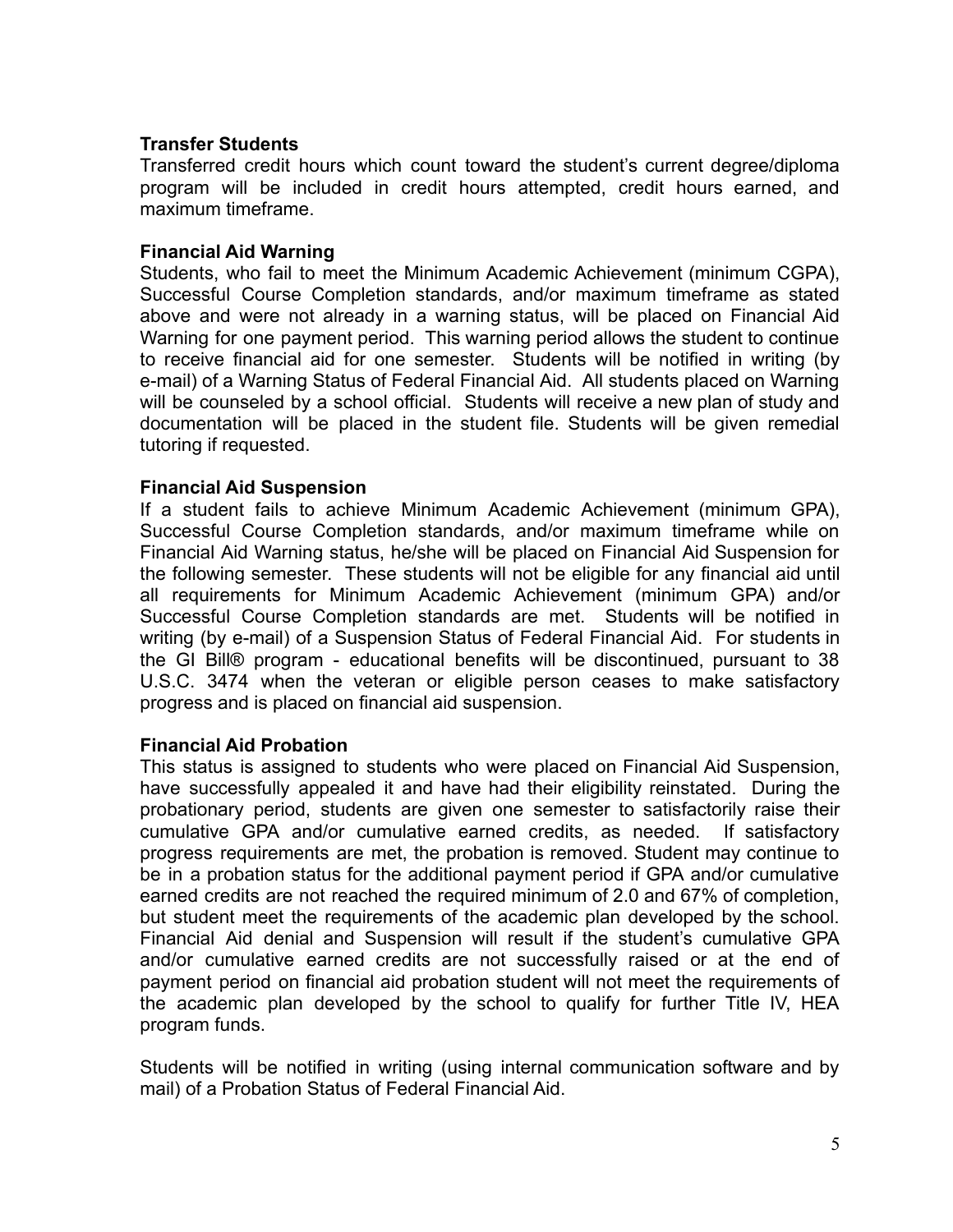**Transfer Students**

Transferred credit hours which count toward the student's current degree/diploma program will be included in credit hours attempted, credit hours earned, and maximum timeframe.

**Financial Aid Warning**

Students, who fail to meet the Minimum Academic Achievement (minimum CGPA), Successful Course Completion standards, and/or maximum timeframe as stated above and were not already in a warning status, will be placed on Financial Aid Warning for one payment period. This warning period allows the student to continue to receive financial aid for one semester. Students will be notified in writing (by e-mail) of a Warning Status of Federal Financial Aid. All students placed on Warning will be counseled by a school official. Students will receive a new plan of study and documentation will be placed in the student file. Students will be given remedial tutoring if requested.

**Financial Aid Suspension**

If a student fails to achieve Minimum Academic Achievement (minimum GPA), Successful Course Completion standards, and/or maximum timeframe while on Financial Aid Warning status, he/she will be placed on Financial Aid Suspension for the following semester. These students will not be eligible for any financial aid until all requirements for Minimum Academic Achievement (minimum GPA) and/or Successful Course Completion standards are met. Students will be notified in writing (by e-mail) of a Suspension Status of Federal Financial Aid. For students in the GI Bill® program - educational benefits will be discontinued, pursuant to 38 U.S.C. 3474 when the veteran or eligible person ceases to make satisfactory progress and is placed on financial aid suspension.

**Financial Aid Probation**

This status is assigned to students who were placed on Financial Aid Suspension, have successfully appealed it and have had their eligibility reinstated. During the probationary period, students are given one semester to satisfactorily raise their cumulative GPA and/or cumulative earned credits, as needed. If satisfactory progress requirements are met, the probation is removed. Student may continue to be in a probation status for the additional payment period if GPA and/or cumulative earned credits are not reached the required minimum of 2.0 and 67% of completion, but student meet the requirements of the academic plan developed by the school. Financial Aid denial and Suspension will result if the student's cumulative GPA and/or cumulative earned credits are not successfully raised or at the end of payment period on financial aid probation student will not meet the requirements of the academic plan developed by the school to qualify for further Title IV, HEA program funds.

Students will be notified in writing (using internal communication software and by mail) of a Probation Status of Federal Financial Aid.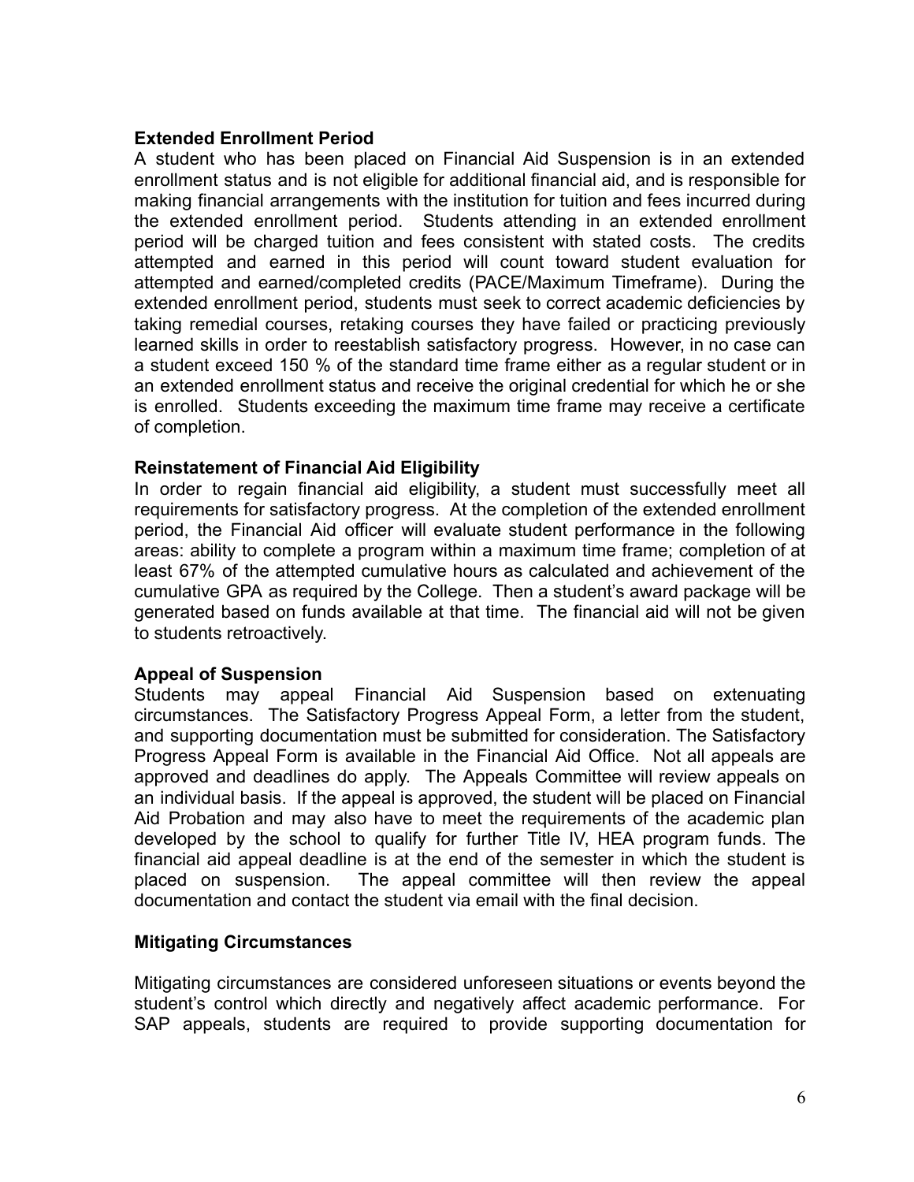**Extended Enrollment Period**

A student who has been placed on Financial Aid Suspension is in an extended enrollment status and is not eligible for additional financial aid, and is responsible for making financial arrangements with the institution for tuition and fees incurred during the extended enrollment period. Students attending in an extended enrollment period will be charged tuition and fees consistent with stated costs. The credits attempted and earned in this period will count toward student evaluation for attempted and earned/completed credits (PACE/Maximum Timeframe). During the extended enrollment period, students must seek to correct academic deficiencies by taking remedial courses, retaking courses they have failed or practicing previously learned skills in order to reestablish satisfactory progress. However, in no case can a student exceed 150 % of the standard time frame either as a regular student or in an extended enrollment status and receive the original credential for which he or she is enrolled. Students exceeding the maximum time frame may receive a certificate of completion.

**Reinstatement of Financial Aid Eligibility**

In order to regain financial aid eligibility, a student must successfully meet all requirements for satisfactory progress. At the completion of the extended enrollment period, the Financial Aid officer will evaluate student performance in the following areas: ability to complete a program within a maximum time frame; completion of at least 67% of the attempted cumulative hours as calculated and achievement of the cumulative GPA as required by the College. Then a student's award package will be generated based on funds available at that time. The financial aid will not be given to students retroactively.

**Appeal of Suspension**

Students may appeal Financial Aid Suspension based on extenuating circumstances. The Satisfactory Progress Appeal Form, a letter from the student, and supporting documentation must be submitted for consideration. The Satisfactory Progress Appeal Form is available in the Financial Aid Office. Not all appeals are approved and deadlines do apply. The Appeals Committee will review appeals on an individual basis. If the appeal is approved, the student will be placed on Financial Aid Probation and may also have to meet the requirements of the academic plan developed by the school to qualify for further Title IV, HEA program funds. The financial aid appeal deadline is at the end of the semester in which the student is placed on suspension. The appeal committee will then review the appeal documentation and contact the student via email with the final decision.

**Mitigating Circumstances**

Mitigating circumstances are considered unforeseen situations or events beyond the student's control which directly and negatively affect academic performance. For SAP appeals, students are required to provide supporting documentation for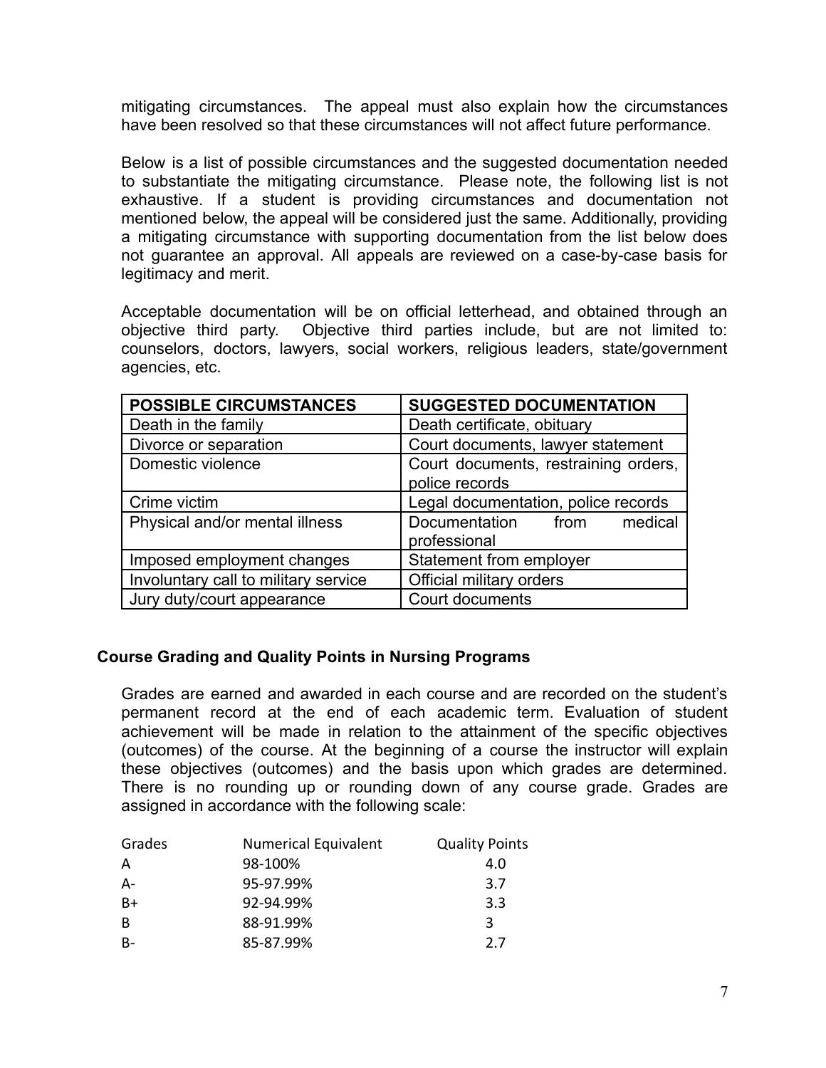mitigating circumstances. The appeal must also explain how the circumstances have been resolved so that these circumstances will not affect future performance.

Below is a list of possible circumstances and the suggested documentation needed to substantiate the mitigating circumstance. Please note, the following list is not exhaustive. If a student is providing circumstances and documentation not mentioned below, the appeal will be considered just the same. Additionally, providing a mitigating circumstance with supporting documentation from the list below does not guarantee an approval. All appeals are reviewed on a case-by-case basis for legitimacy and merit.

Acceptable documentation will be on official letterhead, and obtained through an objective third party. Objective third parties include, but are not limited to: counselors, doctors, lawyers, social workers, religious leaders, state/government agencies, etc.

| POSSIBLE CIRCUMSTANCES | SUGGESTED DOCUMENTATION |
|---|---|
| Death in the family | Death certificate, obituary |
| Divorce or separation | Court documents, lawyer statement |
| Domestic violence | Court documents, restraining orders, police records |
| Crime victim | Legal documentation, police records |
| Physical and/or mental illness | Documentation from medical professional |
| Imposed employment changes | Statement from employer |
| Involuntary call to military service | Official military orders |
| Jury duty/court appearance | Court documents |

## Course Grading and Quality Points in Nursing Programs

Grades are earned and awarded in each course and are recorded on the student's permanent record at the end of each academic term. Evaluation of student achievement will be made in relation to the attainment of the specific objectives (outcomes) of the course. At the beginning of a course the instructor will explain these objectives (outcomes) and the basis upon which grades are determined. There is no rounding up or rounding down of any course grade. Grades are assigned in accordance with the following scale:

| Grades | Numerical Equivalent | Quality Points |
|---|---|---|
| A | 98-100% | 4.0 |
| A- | 95-97.99% | 3.7 |
| B+ | 92-94.99% | 3.3 |
| B | 88-91.99% | 3 |
| B- | 85-87.99% | 2.7 |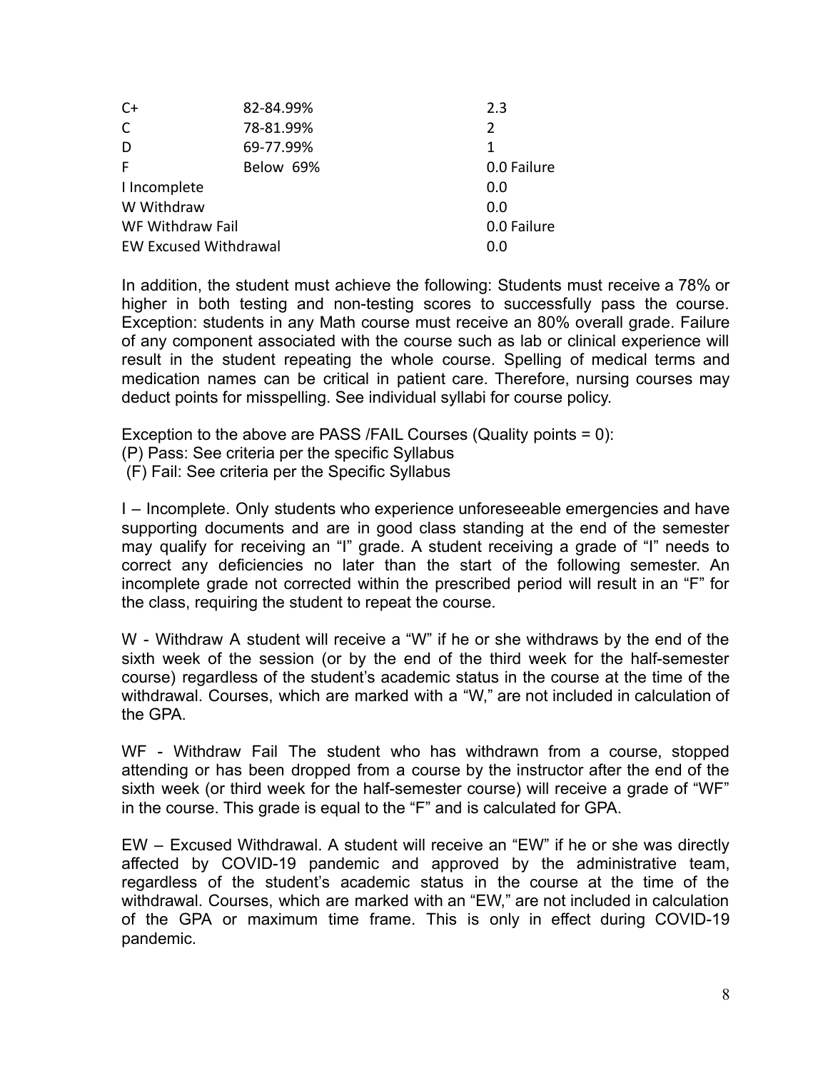| | | |
|---|---|---|
| C+ | 82-84.99% | 2.3 |
| C | 78-81.99% | 2 |
| D | 69-77.99% | 1 |
| F | Below 69% | 0.0 Failure |
| I Incomplete | | 0.0 |
| W Withdraw | | 0.0 |
| WF Withdraw Fail | | 0.0 Failure |
| EW Excused Withdrawal | | 0.0 |

In addition, the student must achieve the following: Students must receive a 78% or higher in both testing and non-testing scores to successfully pass the course. Exception: students in any Math course must receive an 80% overall grade. Failure of any component associated with the course such as lab or clinical experience will result in the student repeating the whole course. Spelling of medical terms and medication names can be critical in patient care. Therefore, nursing courses may deduct points for misspelling. See individual syllabi for course policy.

Exception to the above are PASS /FAIL Courses (Quality points = 0):
(P) Pass: See criteria per the specific Syllabus
(F) Fail: See criteria per the Specific Syllabus

I – Incomplete. Only students who experience unforeseeable emergencies and have supporting documents and are in good class standing at the end of the semester may qualify for receiving an "I" grade. A student receiving a grade of "I" needs to correct any deficiencies no later than the start of the following semester. An incomplete grade not corrected within the prescribed period will result in an "F" for the class, requiring the student to repeat the course.

W - Withdraw A student will receive a "W" if he or she withdraws by the end of the sixth week of the session (or by the end of the third week for the half-semester course) regardless of the student's academic status in the course at the time of the withdrawal. Courses, which are marked with a "W," are not included in calculation of the GPA.

WF - Withdraw Fail The student who has withdrawn from a course, stopped attending or has been dropped from a course by the instructor after the end of the sixth week (or third week for the half-semester course) will receive a grade of "WF" in the course. This grade is equal to the "F" and is calculated for GPA.

EW – Excused Withdrawal. A student will receive an "EW" if he or she was directly affected by COVID-19 pandemic and approved by the administrative team, regardless of the student's academic status in the course at the time of the withdrawal. Courses, which are marked with an "EW," are not included in calculation of the GPA or maximum time frame. This is only in effect during COVID-19 pandemic.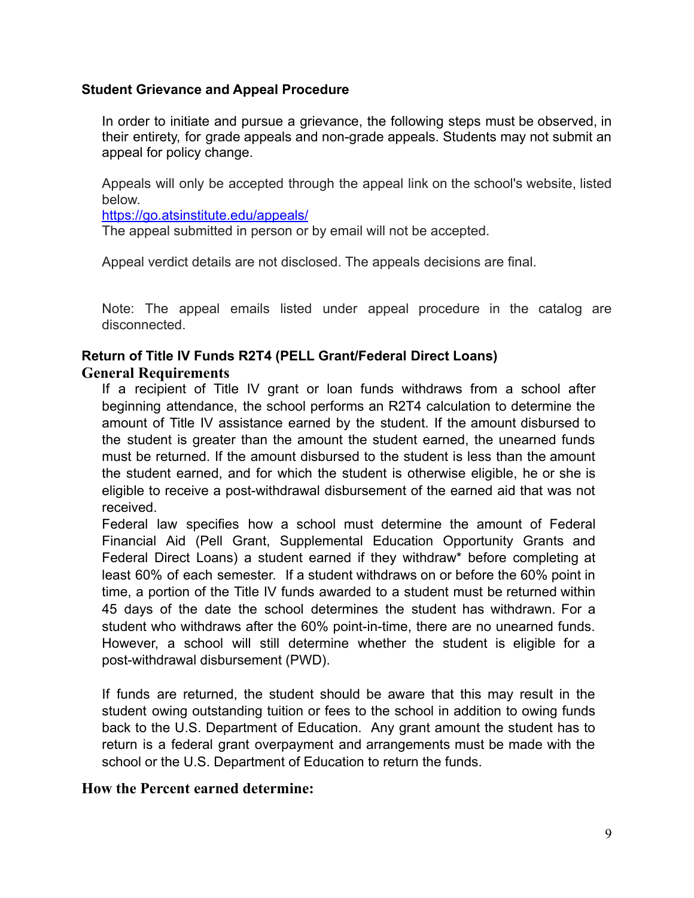## Student Grievance and Appeal Procedure

In order to initiate and pursue a grievance, the following steps must be observed, in their entirety, for grade appeals and non-grade appeals. Students may not submit an appeal for policy change.

Appeals will only be accepted through the appeal link on the school's website, listed below.
https://go.atsinstitute.edu/appeals/
The appeal submitted in person or by email will not be accepted.

Appeal verdict details are not disclosed. The appeals decisions are final.

Note: The appeal emails listed under appeal procedure in the catalog are disconnected.

## Return of Title IV Funds R2T4 (PELL Grant/Federal Direct Loans)

### General Requirements

If a recipient of Title IV grant or loan funds withdraws from a school after beginning attendance, the school performs an R2T4 calculation to determine the amount of Title IV assistance earned by the student. If the amount disbursed to the student is greater than the amount the student earned, the unearned funds must be returned. If the amount disbursed to the student is less than the amount the student earned, and for which the student is otherwise eligible, he or she is eligible to receive a post-withdrawal disbursement of the earned aid that was not received.

Federal law specifies how a school must determine the amount of Federal Financial Aid (Pell Grant, Supplemental Education Opportunity Grants and Federal Direct Loans) a student earned if they withdraw* before completing at least 60% of each semester. If a student withdraws on or before the 60% point in time, a portion of the Title IV funds awarded to a student must be returned within 45 days of the date the school determines the student has withdrawn. For a student who withdraws after the 60% point-in-time, there are no unearned funds. However, a school will still determine whether the student is eligible for a post-withdrawal disbursement (PWD).

If funds are returned, the student should be aware that this may result in the student owing outstanding tuition or fees to the school in addition to owing funds back to the U.S. Department of Education. Any grant amount the student has to return is a federal grant overpayment and arrangements must be made with the school or the U.S. Department of Education to return the funds.

### How the Percent earned determine: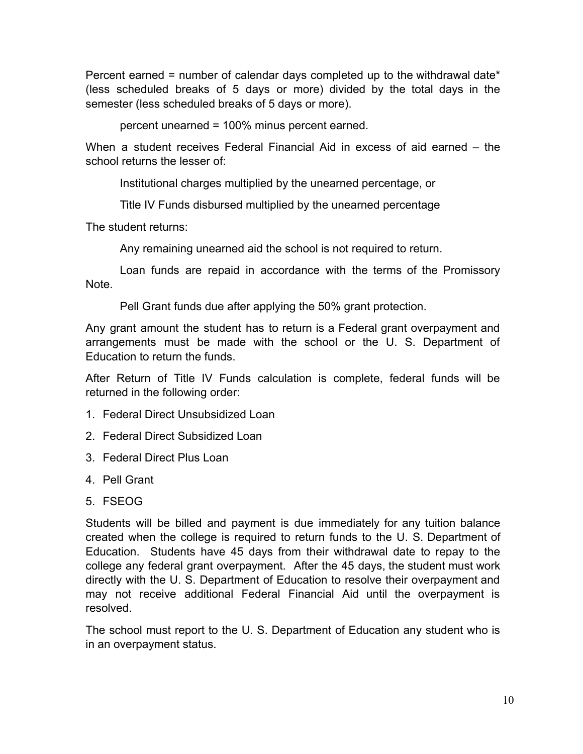Percent earned = number of calendar days completed up to the withdrawal date* (less scheduled breaks of 5 days or more) divided by the total days in the semester (less scheduled breaks of 5 days or more).

percent unearned = 100% minus percent earned.

When a student receives Federal Financial Aid in excess of aid earned – the school returns the lesser of:

Institutional charges multiplied by the unearned percentage, or

Title IV Funds disbursed multiplied by the unearned percentage

The student returns:

Any remaining unearned aid the school is not required to return.

Loan funds are repaid in accordance with the terms of the Promissory Note.

Pell Grant funds due after applying the 50% grant protection.

Any grant amount the student has to return is a Federal grant overpayment and arrangements must be made with the school or the U. S. Department of Education to return the funds.

After Return of Title IV Funds calculation is complete, federal funds will be returned in the following order:

1. Federal Direct Unsubsidized Loan
2. Federal Direct Subsidized Loan
3. Federal Direct Plus Loan
4. Pell Grant
5. FSEOG

Students will be billed and payment is due immediately for any tuition balance created when the college is required to return funds to the U. S. Department of Education. Students have 45 days from their withdrawal date to repay to the college any federal grant overpayment. After the 45 days, the student must work directly with the U. S. Department of Education to resolve their overpayment and may not receive additional Federal Financial Aid until the overpayment is resolved.

The school must report to the U. S. Department of Education any student who is in an overpayment status.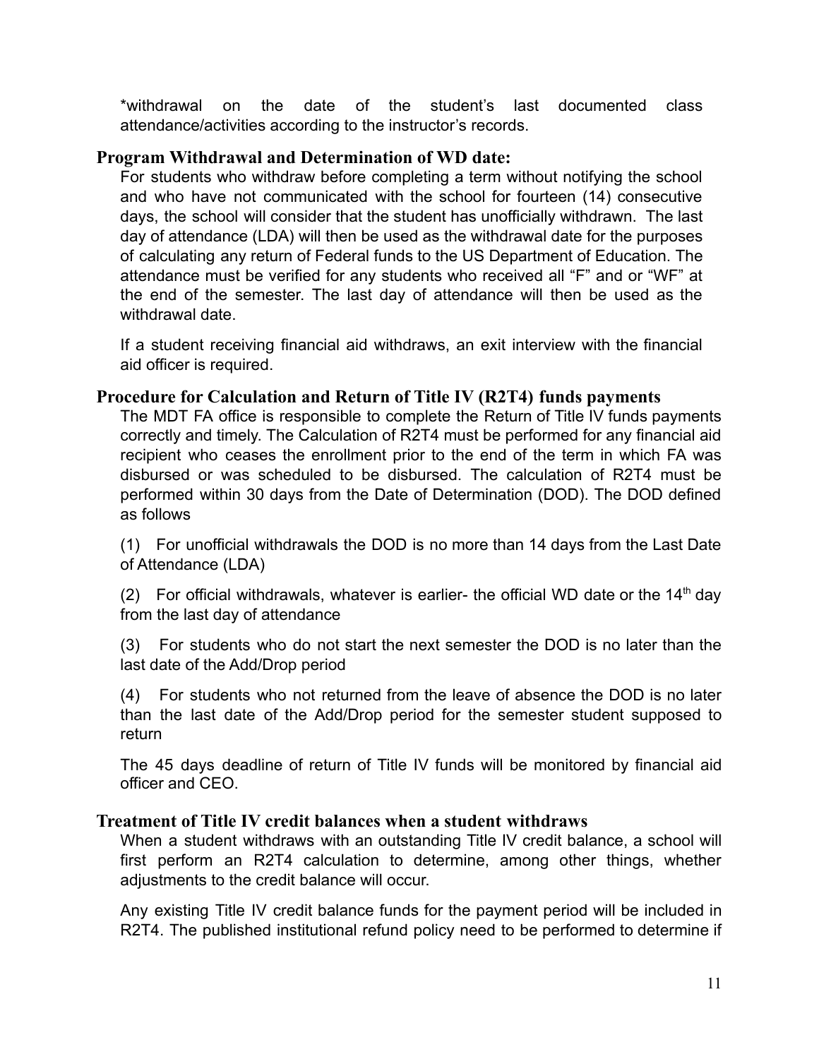*withdrawal on the date of the student's last documented class attendance/activities according to the instructor's records.

### Program Withdrawal and Determination of WD date:

For students who withdraw before completing a term without notifying the school and who have not communicated with the school for fourteen (14) consecutive days, the school will consider that the student has unofficially withdrawn. The last day of attendance (LDA) will then be used as the withdrawal date for the purposes of calculating any return of Federal funds to the US Department of Education. The attendance must be verified for any students who received all "F" and or "WF" at the end of the semester. The last day of attendance will then be used as the withdrawal date.

If a student receiving financial aid withdraws, an exit interview with the financial aid officer is required.

### Procedure for Calculation and Return of Title IV (R2T4) funds payments

The MDT FA office is responsible to complete the Return of Title IV funds payments correctly and timely. The Calculation of R2T4 must be performed for any financial aid recipient who ceases the enrollment prior to the end of the term in which FA was disbursed or was scheduled to be disbursed. The calculation of R2T4 must be performed within 30 days from the Date of Determination (DOD). The DOD defined as follows

(1) For unofficial withdrawals the DOD is no more than 14 days from the Last Date of Attendance (LDA)

(2) For official withdrawals, whatever is earlier- the official WD date or the 14th day from the last day of attendance

(3) For students who do not start the next semester the DOD is no later than the last date of the Add/Drop period

(4) For students who not returned from the leave of absence the DOD is no later than the last date of the Add/Drop period for the semester student supposed to return

The 45 days deadline of return of Title IV funds will be monitored by financial aid officer and CEO.

### Treatment of Title IV credit balances when a student withdraws

When a student withdraws with an outstanding Title IV credit balance, a school will first perform an R2T4 calculation to determine, among other things, whether adjustments to the credit balance will occur.

Any existing Title IV credit balance funds for the payment period will be included in R2T4. The published institutional refund policy need to be performed to determine if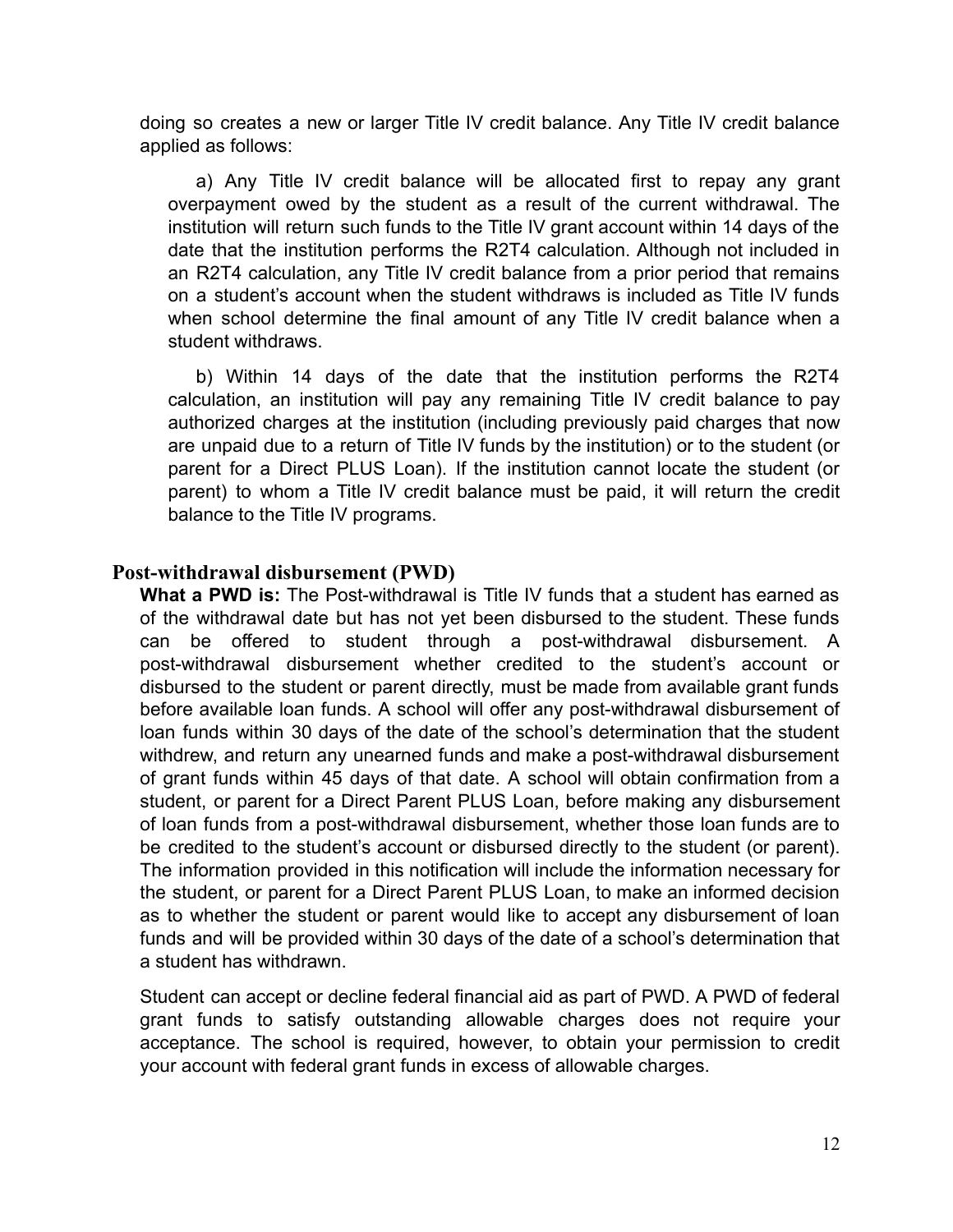doing so creates a new or larger Title IV credit balance. Any Title IV credit balance applied as follows:

a) Any Title IV credit balance will be allocated first to repay any grant overpayment owed by the student as a result of the current withdrawal. The institution will return such funds to the Title IV grant account within 14 days of the date that the institution performs the R2T4 calculation. Although not included in an R2T4 calculation, any Title IV credit balance from a prior period that remains on a student's account when the student withdraws is included as Title IV funds when school determine the final amount of any Title IV credit balance when a student withdraws.

b) Within 14 days of the date that the institution performs the R2T4 calculation, an institution will pay any remaining Title IV credit balance to pay authorized charges at the institution (including previously paid charges that now are unpaid due to a return of Title IV funds by the institution) or to the student (or parent for a Direct PLUS Loan). If the institution cannot locate the student (or parent) to whom a Title IV credit balance must be paid, it will return the credit balance to the Title IV programs.

## Post-withdrawal disbursement (PWD)

**What a PWD is:** The Post-withdrawal is Title IV funds that a student has earned as of the withdrawal date but has not yet been disbursed to the student. These funds can be offered to student through a post-withdrawal disbursement. A post-withdrawal disbursement whether credited to the student's account or disbursed to the student or parent directly, must be made from available grant funds before available loan funds. A school will offer any post-withdrawal disbursement of loan funds within 30 days of the date of the school's determination that the student withdrew, and return any unearned funds and make a post-withdrawal disbursement of grant funds within 45 days of that date. A school will obtain confirmation from a student, or parent for a Direct Parent PLUS Loan, before making any disbursement of loan funds from a post-withdrawal disbursement, whether those loan funds are to be credited to the student's account or disbursed directly to the student (or parent). The information provided in this notification will include the information necessary for the student, or parent for a Direct Parent PLUS Loan, to make an informed decision as to whether the student or parent would like to accept any disbursement of loan funds and will be provided within 30 days of the date of a school's determination that a student has withdrawn.

Student can accept or decline federal financial aid as part of PWD. A PWD of federal grant funds to satisfy outstanding allowable charges does not require your acceptance. The school is required, however, to obtain your permission to credit your account with federal grant funds in excess of allowable charges.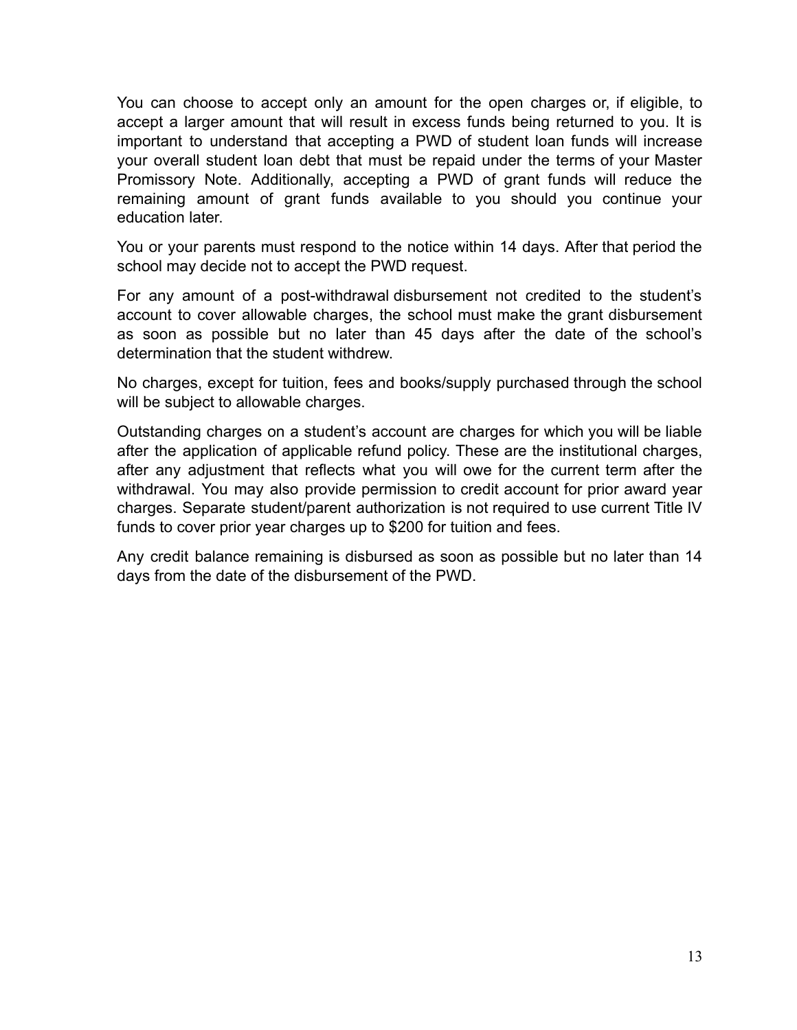You can choose to accept only an amount for the open charges or, if eligible, to accept a larger amount that will result in excess funds being returned to you. It is important to understand that accepting a PWD of student loan funds will increase your overall student loan debt that must be repaid under the terms of your Master Promissory Note. Additionally, accepting a PWD of grant funds will reduce the remaining amount of grant funds available to you should you continue your education later.

You or your parents must respond to the notice within 14 days. After that period the school may decide not to accept the PWD request.

For any amount of a post-withdrawal disbursement not credited to the student's account to cover allowable charges, the school must make the grant disbursement as soon as possible but no later than 45 days after the date of the school's determination that the student withdrew.

No charges, except for tuition, fees and books/supply purchased through the school will be subject to allowable charges.

Outstanding charges on a student's account are charges for which you will be liable after the application of applicable refund policy. These are the institutional charges, after any adjustment that reflects what you will owe for the current term after the withdrawal. You may also provide permission to credit account for prior award year charges. Separate student/parent authorization is not required to use current Title IV funds to cover prior year charges up to $200 for tuition and fees.

Any credit balance remaining is disbursed as soon as possible but no later than 14 days from the date of the disbursement of the PWD.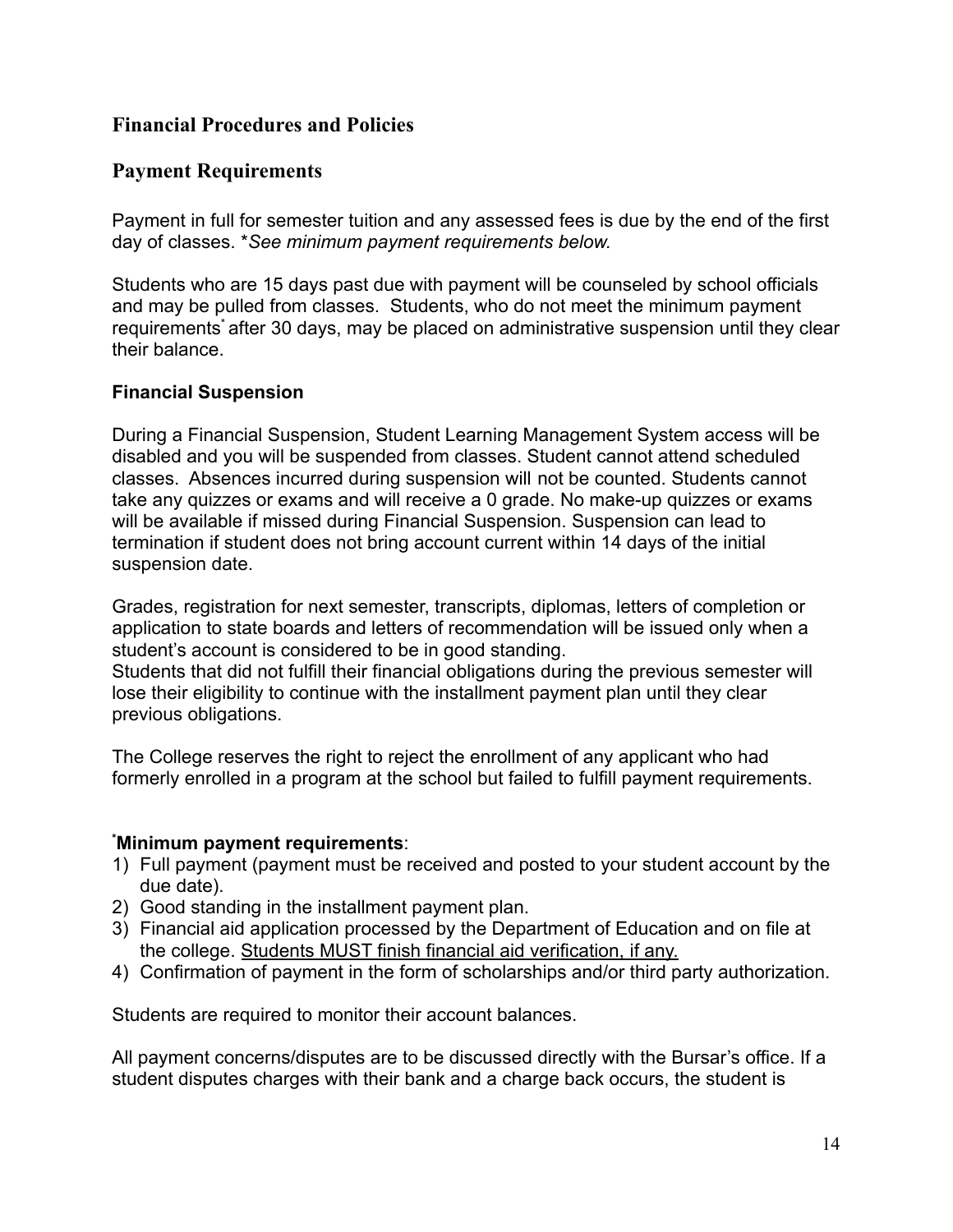## Financial Procedures and Policies

## Payment Requirements

Payment in full for semester tuition and any assessed fees is due by the end of the first day of classes. **See minimum payment requirements below.*

Students who are 15 days past due with payment will be counseled by school officials and may be pulled from classes. Students, who do not meet the minimum payment requirements* after 30 days, may be placed on administrative suspension until they clear their balance.

**Financial Suspension**

During a Financial Suspension, Student Learning Management System access will be disabled and you will be suspended from classes. Student cannot attend scheduled classes. Absences incurred during suspension will not be counted. Students cannot take any quizzes or exams and will receive a 0 grade. No make-up quizzes or exams will be available if missed during Financial Suspension. Suspension can lead to termination if student does not bring account current within 14 days of the initial suspension date.

Grades, registration for next semester, transcripts, diplomas, letters of completion or application to state boards and letters of recommendation will be issued only when a student's account is considered to be in good standing.
Students that did not fulfill their financial obligations during the previous semester will lose their eligibility to continue with the installment payment plan until they clear previous obligations.

The College reserves the right to reject the enrollment of any applicant who had formerly enrolled in a program at the school but failed to fulfill payment requirements.

**\*Minimum payment requirements**:

1) Full payment (payment must be received and posted to your student account by the due date).
2) Good standing in the installment payment plan.
3) Financial aid application processed by the Department of Education and on file at the college. <u>Students MUST finish financial aid verification, if any.</u>
4) Confirmation of payment in the form of scholarships and/or third party authorization.

Students are required to monitor their account balances.

All payment concerns/disputes are to be discussed directly with the Bursar's office. If a student disputes charges with their bank and a charge back occurs, the student is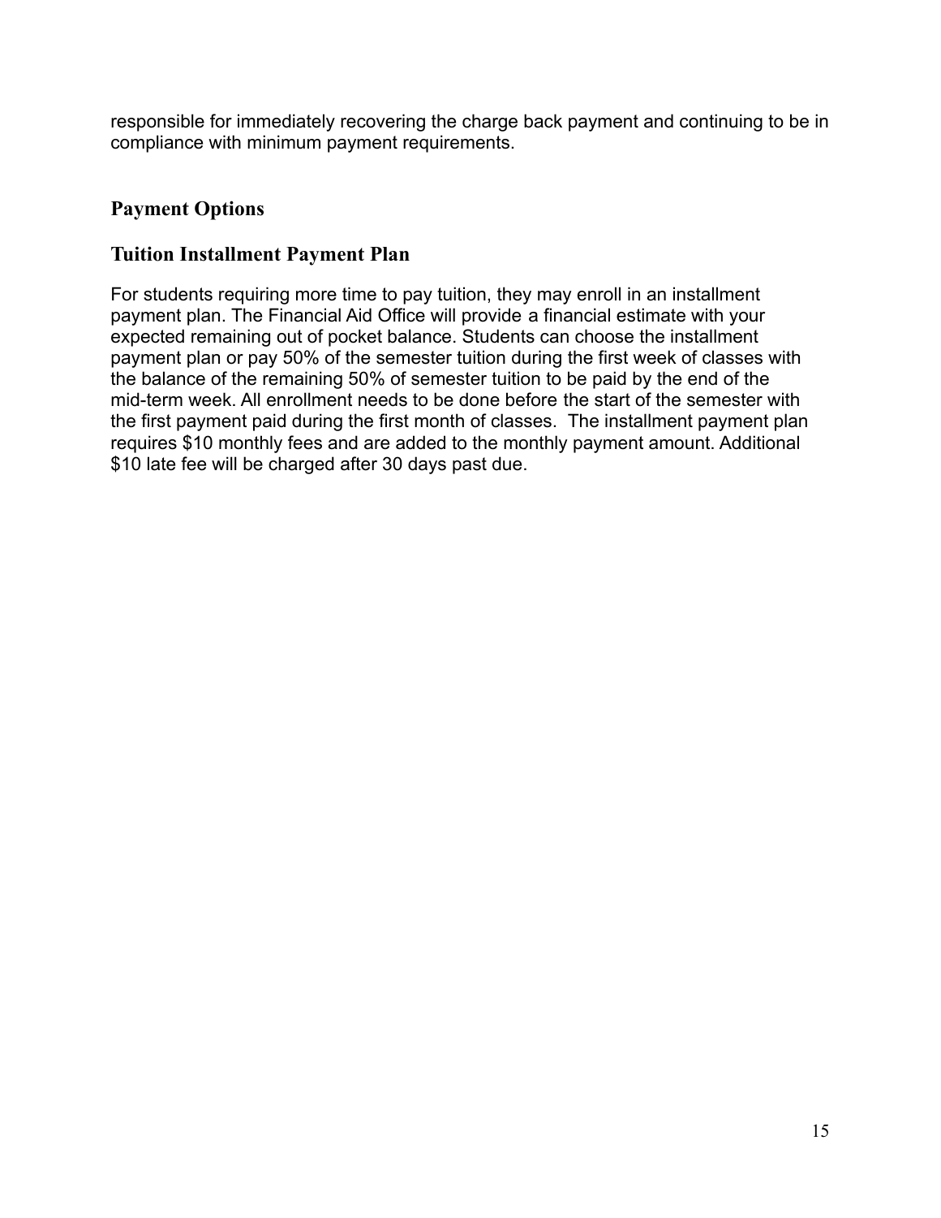responsible for immediately recovering the charge back payment and continuing to be in compliance with minimum payment requirements.

## Payment Options

## Tuition Installment Payment Plan

For students requiring more time to pay tuition, they may enroll in an installment payment plan. The Financial Aid Office will provide a financial estimate with your expected remaining out of pocket balance. Students can choose the installment payment plan or pay 50% of the semester tuition during the first week of classes with the balance of the remaining 50% of semester tuition to be paid by the end of the mid-term week. All enrollment needs to be done before the start of the semester with the first payment paid during the first month of classes. The installment payment plan requires $10 monthly fees and are added to the monthly payment amount. Additional $10 late fee will be charged after 30 days past due.